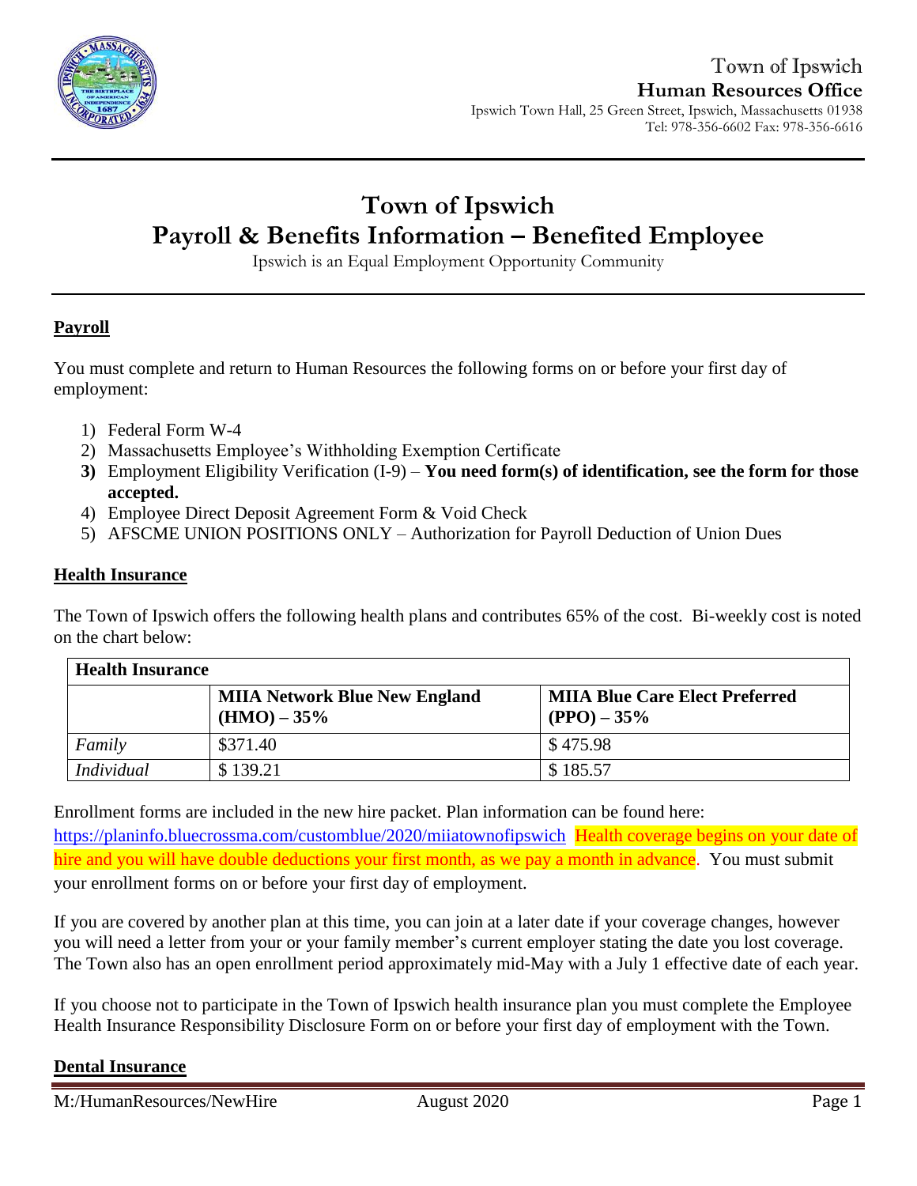Town of Ipswich
**Human Resources Office**
Ipswich Town Hall, 25 Green Street, Ipswich, Massachusetts 01938
Tel: 978-356-6602 Fax: 978-356-6616

# Town of Ipswich
# Payroll & Benefits Information – Benefited Employee

Ipswich is an Equal Employment Opportunity Community

## Payroll

You must complete and return to Human Resources the following forms on or before your first day of employment:

1) Federal Form W-4
2) Massachusetts Employee's Withholding Exemption Certificate
3) Employment Eligibility Verification (I-9) – **You need form(s) of identification, see the form for those accepted.**
4) Employee Direct Deposit Agreement Form & Void Check
5) AFSCME UNION POSITIONS ONLY – Authorization for Payroll Deduction of Union Dues

## Health Insurance

The Town of Ipswich offers the following health plans and contributes 65% of the cost. Bi-weekly cost is noted on the chart below:

| **Health Insurance** | | |
|---|---|---|
| | **MIIA Network Blue New England (HMO) – 35%** | **MIIA Blue Care Elect Preferred (PPO) – 35%** |
| *Family* | $371.40 | $ 475.98 |
| *Individual* | $ 139.21 | $ 185.57 |

Enrollment forms are included in the new hire packet. Plan information can be found here: https://planinfo.bluecrossma.com/customblue/2020/miiatownofipswich Health coverage begins on your date of hire and you will have double deductions your first month, as we pay a month in advance. You must submit your enrollment forms on or before your first day of employment.

If you are covered by another plan at this time, you can join at a later date if your coverage changes, however you will need a letter from your or your family member's current employer stating the date you lost coverage. The Town also has an open enrollment period approximately mid-May with a July 1 effective date of each year.

If you choose not to participate in the Town of Ipswich health insurance plan you must complete the Employee Health Insurance Responsibility Disclosure Form on or before your first day of employment with the Town.

## Dental Insurance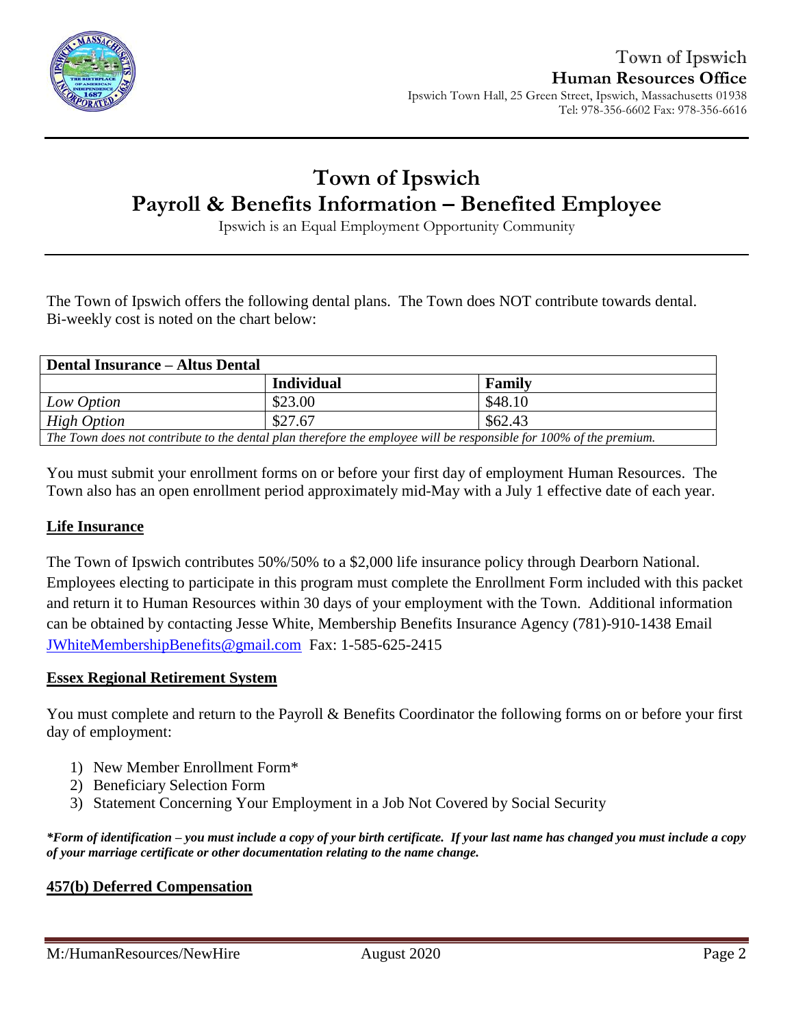Town of Ipswich
**Human Resources Office**
Ipswich Town Hall, 25 Green Street, Ipswich, Massachusetts 01938
Tel: 978-356-6602 Fax: 978-356-6616

# Town of Ipswich
# Payroll & Benefits Information – Benefited Employee

Ipswich is an Equal Employment Opportunity Community

The Town of Ipswich offers the following dental plans. The Town does NOT contribute towards dental. Bi-weekly cost is noted on the chart below:

| **Dental Insurance – Altus Dental** | | |
|---|---|---|
| | **Individual** | **Family** |
| *Low Option* | $23.00 | $48.10 |
| *High Option* | $27.67 | $62.43 |
| *The Town does not contribute to the dental plan therefore the employee will be responsible for 100% of the premium.* | | |

You must submit your enrollment forms on or before your first day of employment Human Resources. The Town also has an open enrollment period approximately mid-May with a July 1 effective date of each year.

## Life Insurance

The Town of Ipswich contributes 50%/50% to a $2,000 life insurance policy through Dearborn National. Employees electing to participate in this program must complete the Enrollment Form included with this packet and return it to Human Resources within 30 days of your employment with the Town. Additional information can be obtained by contacting Jesse White, Membership Benefits Insurance Agency (781)-910-1438 Email JWhiteMembershipBenefits@gmail.com Fax: 1-585-625-2415

## Essex Regional Retirement System

You must complete and return to the Payroll & Benefits Coordinator the following forms on or before your first day of employment:

1) New Member Enrollment Form*
2) Beneficiary Selection Form
3) Statement Concerning Your Employment in a Job Not Covered by Social Security

***Form of identification – you must include a copy of your birth certificate. If your last name has changed you must include a copy of your marriage certificate or other documentation relating to the name change.***

## 457(b) Deferred Compensation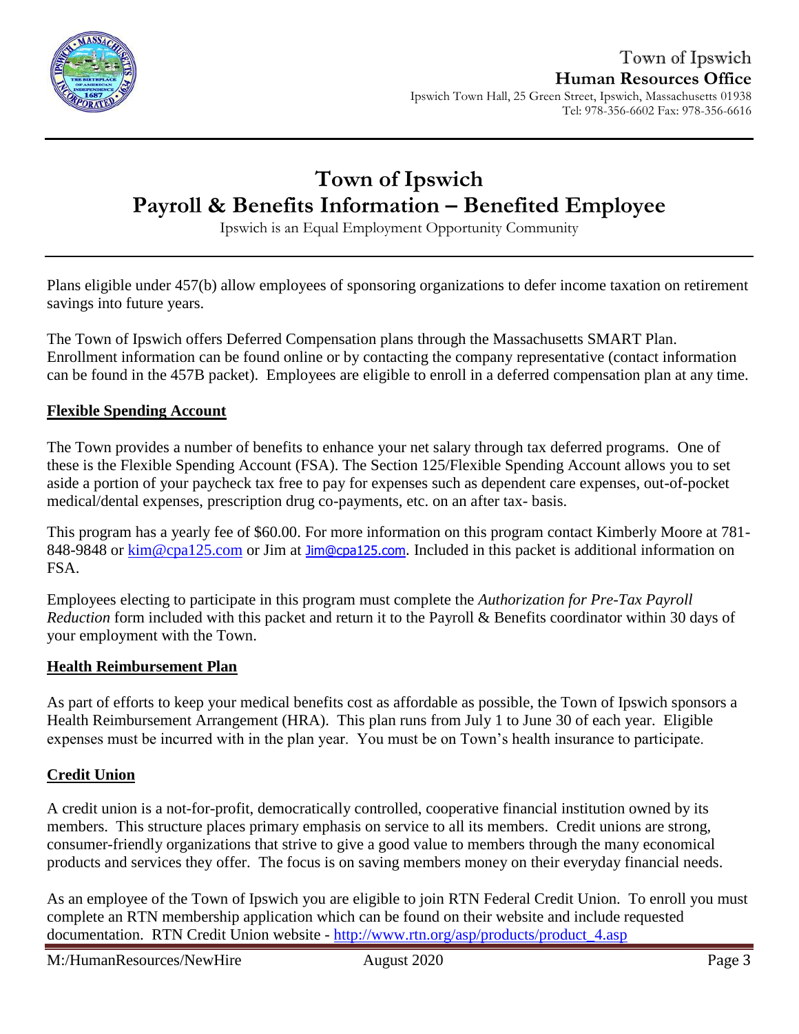Town of Ipswich
**Human Resources Office**
Ipswich Town Hall, 25 Green Street, Ipswich, Massachusetts 01938
Tel: 978-356-6602 Fax: 978-356-6616

# Town of Ipswich
# Payroll & Benefits Information – Benefited Employee

Ipswich is an Equal Employment Opportunity Community

Plans eligible under 457(b) allow employees of sponsoring organizations to defer income taxation on retirement savings into future years.

The Town of Ipswich offers Deferred Compensation plans through the Massachusetts SMART Plan. Enrollment information can be found online or by contacting the company representative (contact information can be found in the 457B packet). Employees are eligible to enroll in a deferred compensation plan at any time.

## Flexible Spending Account

The Town provides a number of benefits to enhance your net salary through tax deferred programs. One of these is the Flexible Spending Account (FSA). The Section 125/Flexible Spending Account allows you to set aside a portion of your paycheck tax free to pay for expenses such as dependent care expenses, out-of-pocket medical/dental expenses, prescription drug co-payments, etc. on an after tax- basis.

This program has a yearly fee of $60.00. For more information on this program contact Kimberly Moore at 781-848-9848 or kim@cpa125.com or Jim at Jim@cpa125.com. Included in this packet is additional information on FSA.

Employees electing to participate in this program must complete the *Authorization for Pre-Tax Payroll Reduction* form included with this packet and return it to the Payroll & Benefits coordinator within 30 days of your employment with the Town.

## Health Reimbursement Plan

As part of efforts to keep your medical benefits cost as affordable as possible, the Town of Ipswich sponsors a Health Reimbursement Arrangement (HRA). This plan runs from July 1 to June 30 of each year. Eligible expenses must be incurred with in the plan year. You must be on Town's health insurance to participate.

## Credit Union

A credit union is a not-for-profit, democratically controlled, cooperative financial institution owned by its members. This structure places primary emphasis on service to all its members. Credit unions are strong, consumer-friendly organizations that strive to give a good value to members through the many economical products and services they offer. The focus is on saving members money on their everyday financial needs.

As an employee of the Town of Ipswich you are eligible to join RTN Federal Credit Union. To enroll you must complete an RTN membership application which can be found on their website and include requested documentation. RTN Credit Union website - http://www.rtn.org/asp/products/product_4.asp